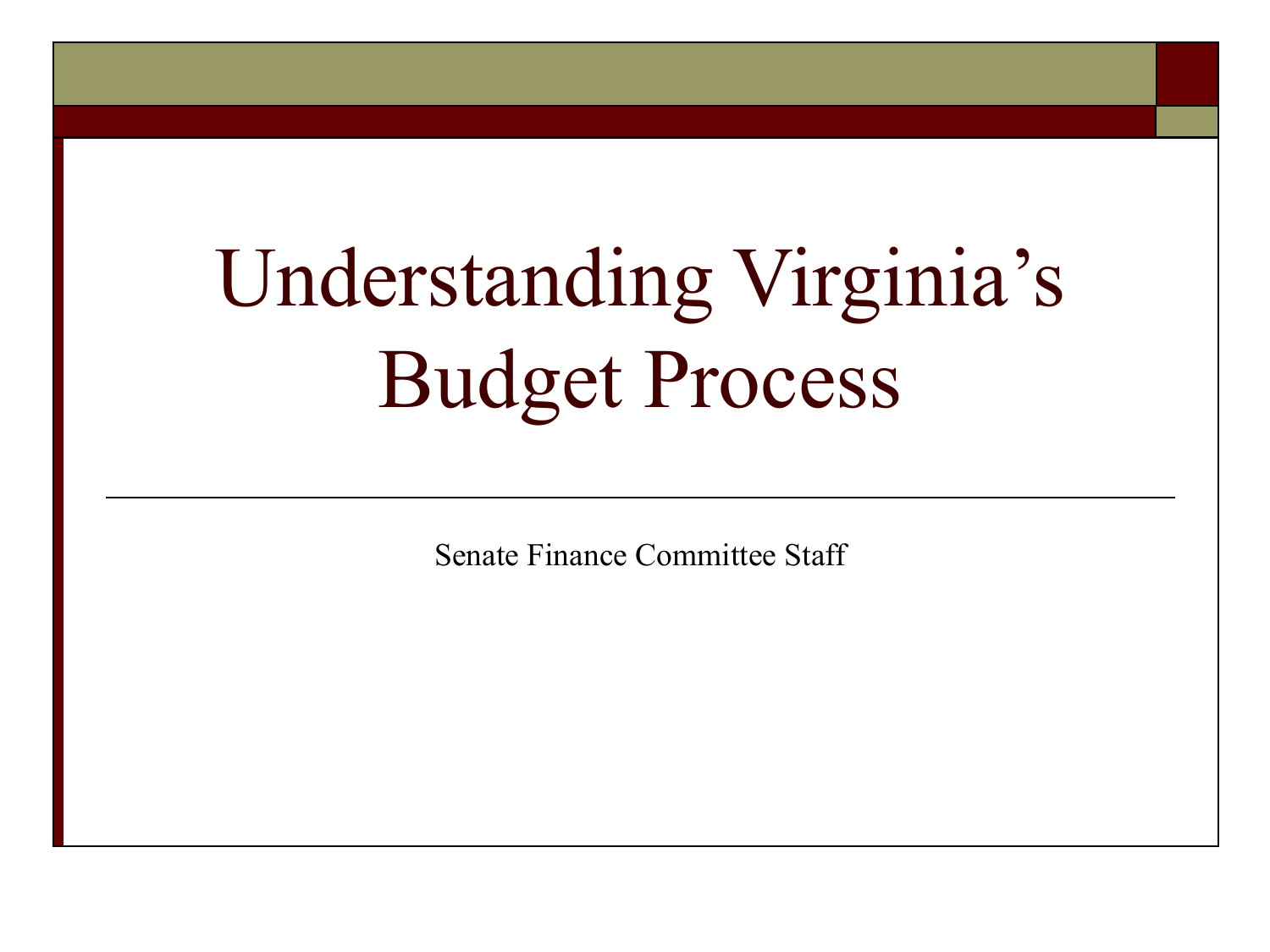# Understanding Virginia's Budget Process

Senate Finance Committee Staff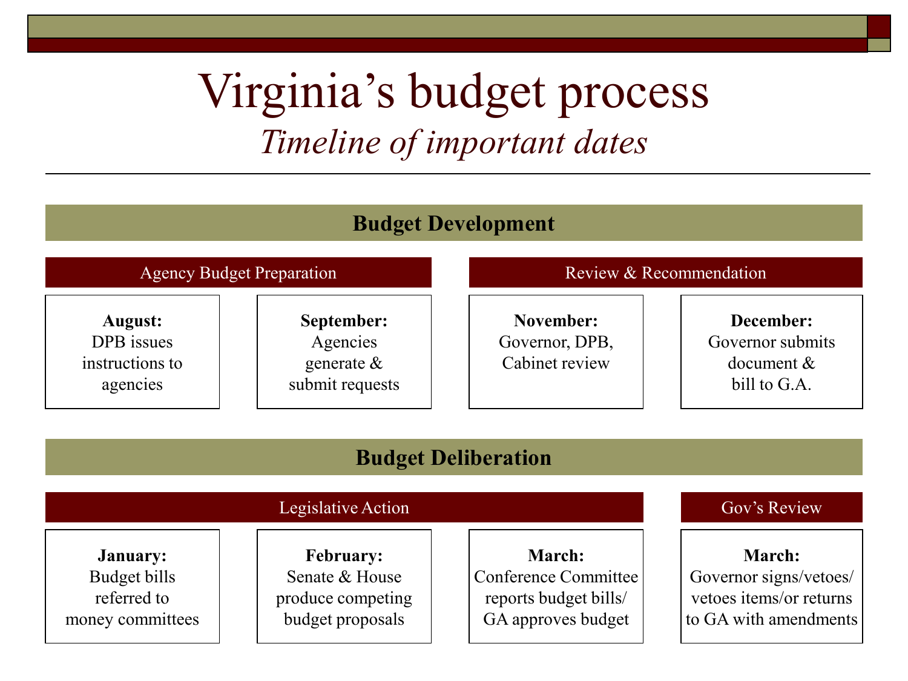# Virginia's budget process

*Timeline of important dates*

## Budget Development

### Agency Budget Preparation

**August:** DPB issues instructions to agencies

**September:** Agencies generate & submit requests

### Review & Recommendation

**November:** Governor, DPB, Cabinet review

**December:** Governor submits document & bill to G.A.

## Budget Deliberation

### Legislative Action

**January:** Budget bills referred to money committees

**February:** Senate & House produce competing budget proposals

**March:** Conference Committee reports budget bills/ GA approves budget

### Gov's Review

**March:** Governor signs/vetoes/ vetoes items/or returns to GA with amendments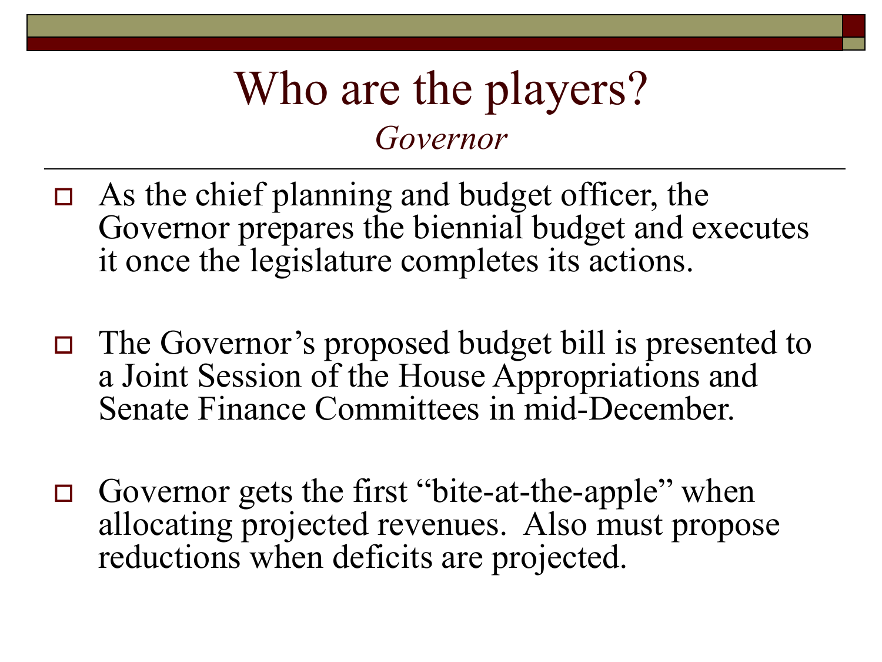# Who are the players?

*Governor*

- As the chief planning and budget officer, the Governor prepares the biennial budget and executes it once the legislature completes its actions.

- The Governor's proposed budget bill is presented to a Joint Session of the House Appropriations and Senate Finance Committees in mid-December.

- Governor gets the first "bite-at-the-apple" when allocating projected revenues. Also must propose reductions when deficits are projected.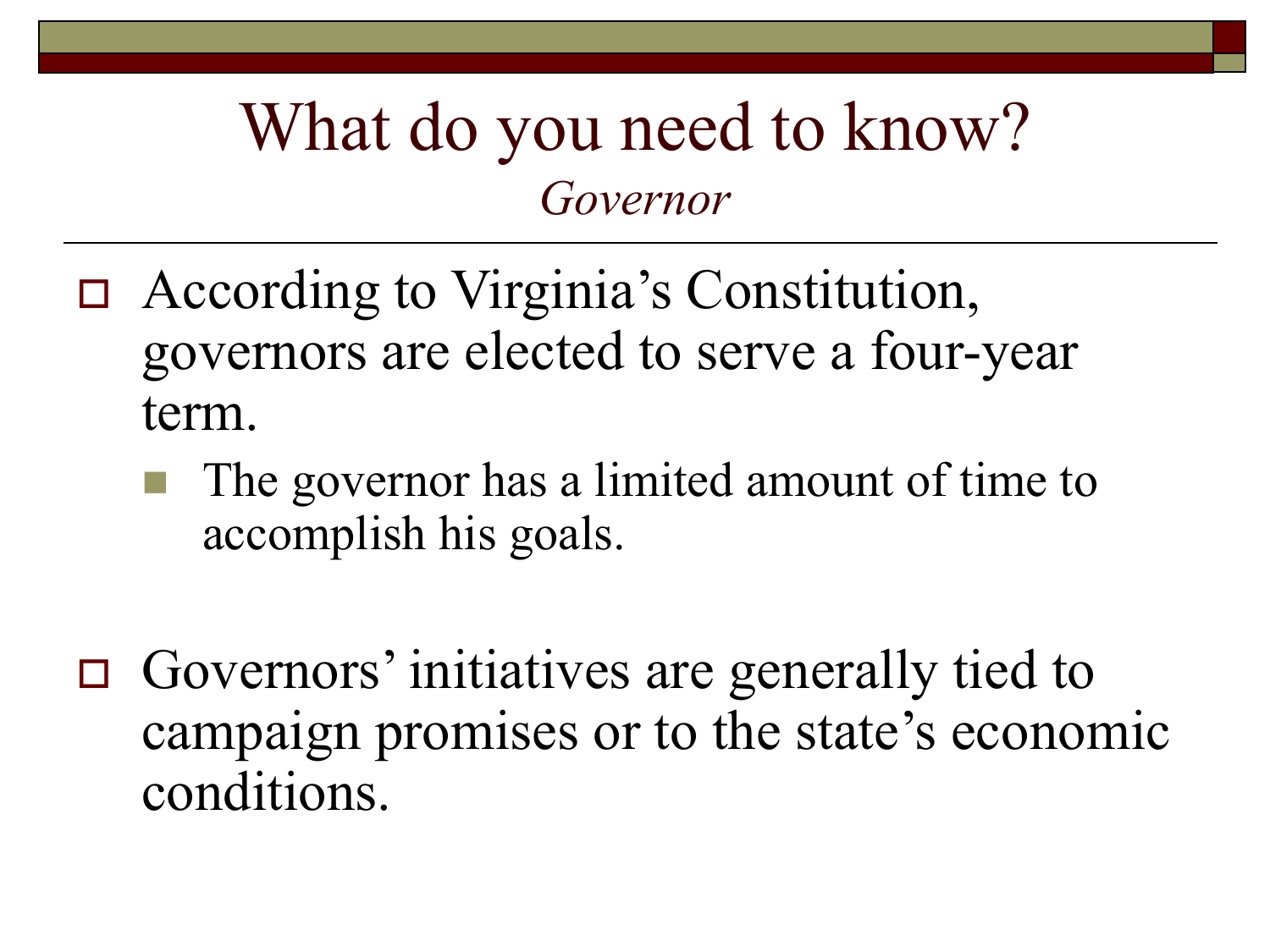# What do you need to know?

*Governor*

- According to Virginia's Constitution, governors are elected to serve a four-year term.
  - The governor has a limited amount of time to accomplish his goals.

- Governors' initiatives are generally tied to campaign promises or to the state's economic conditions.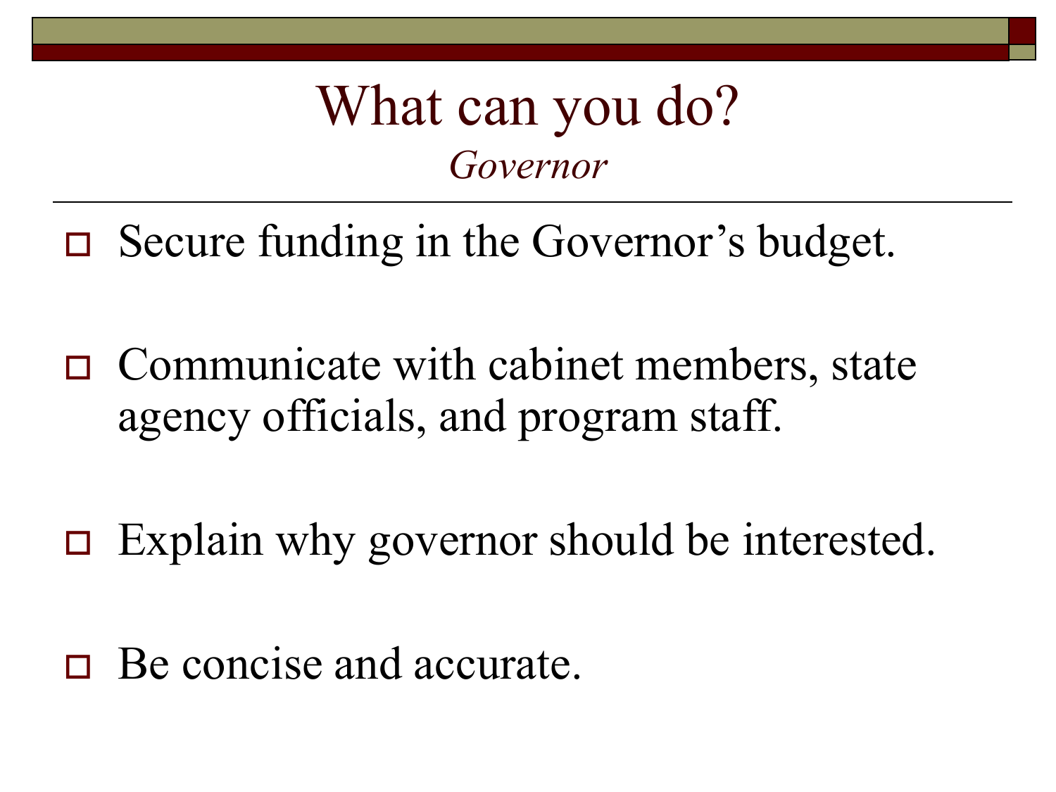# What can you do?

*Governor*

- Secure funding in the Governor's budget.
- Communicate with cabinet members, state agency officials, and program staff.
- Explain why governor should be interested.
- Be concise and accurate.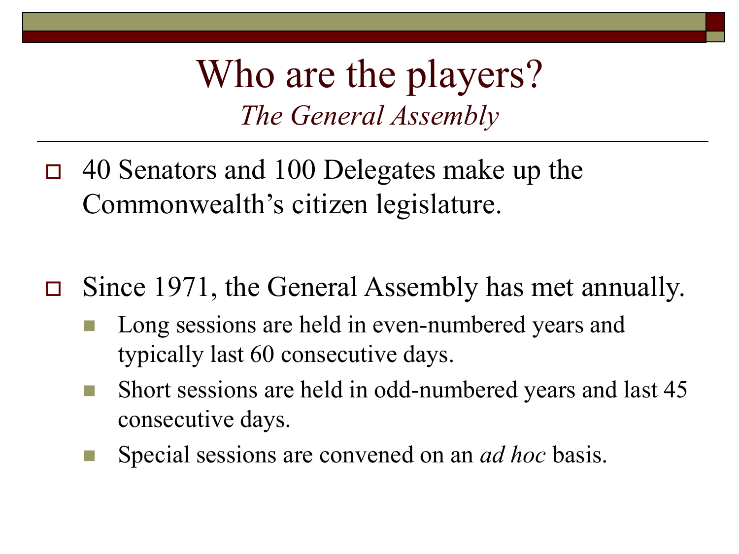# Who are the players?

## *The General Assembly*

- 40 Senators and 100 Delegates make up the Commonwealth's citizen legislature.

- Since 1971, the General Assembly has met annually.
  - Long sessions are held in even-numbered years and typically last 60 consecutive days.
  - Short sessions are held in odd-numbered years and last 45 consecutive days.
  - Special sessions are convened on an *ad hoc* basis.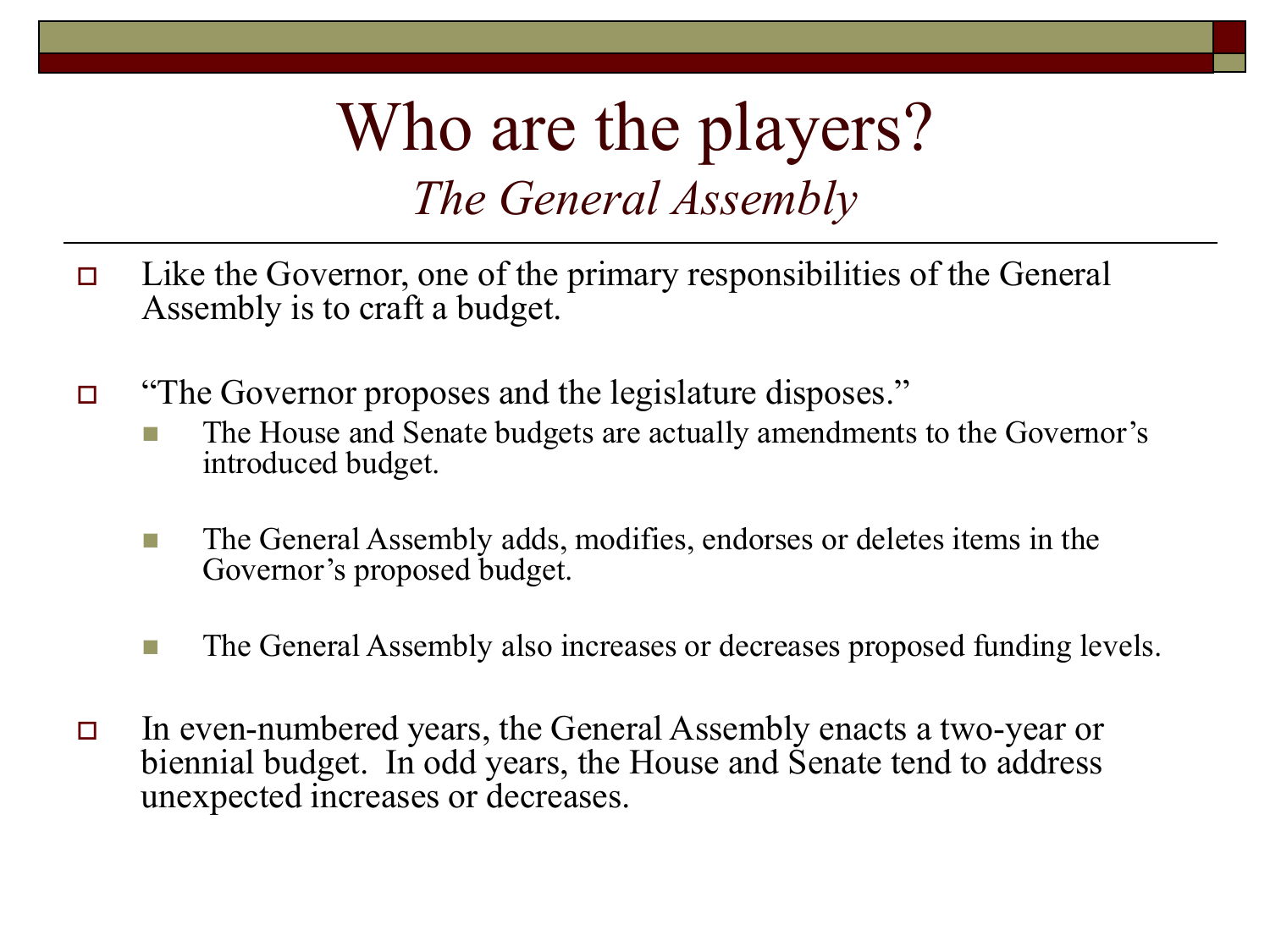# Who are the players?

## *The General Assembly*

- Like the Governor, one of the primary responsibilities of the General Assembly is to craft a budget.

- "The Governor proposes and the legislature disposes."
  - The House and Senate budgets are actually amendments to the Governor's introduced budget.
  - The General Assembly adds, modifies, endorses or deletes items in the Governor's proposed budget.
  - The General Assembly also increases or decreases proposed funding levels.

- In even-numbered years, the General Assembly enacts a two-year or biennial budget. In odd years, the House and Senate tend to address unexpected increases or decreases.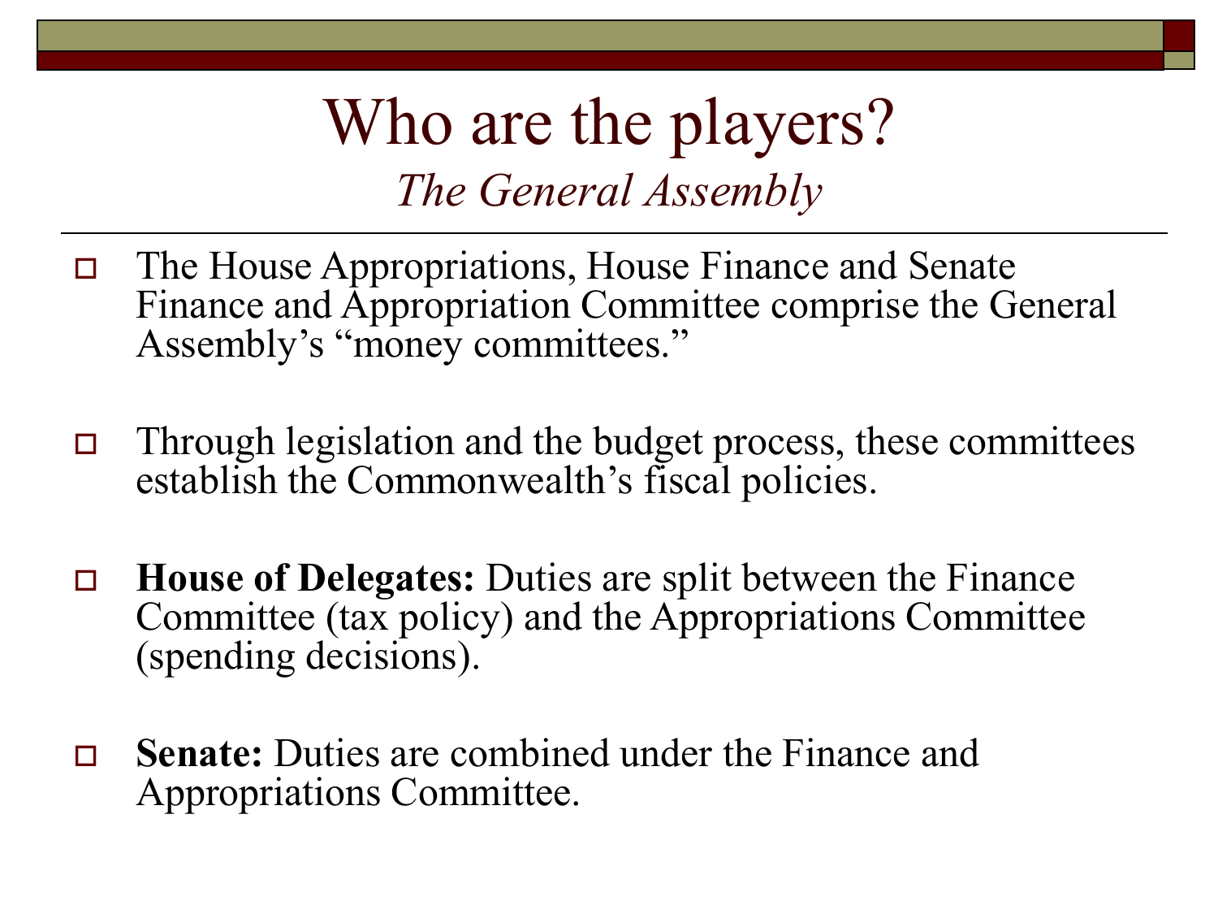# Who are the players?

*The General Assembly*

- The House Appropriations, House Finance and Senate Finance and Appropriation Committee comprise the General Assembly's "money committees."
- Through legislation and the budget process, these committees establish the Commonwealth's fiscal policies.
- **House of Delegates:** Duties are split between the Finance Committee (tax policy) and the Appropriations Committee (spending decisions).
- **Senate:** Duties are combined under the Finance and Appropriations Committee.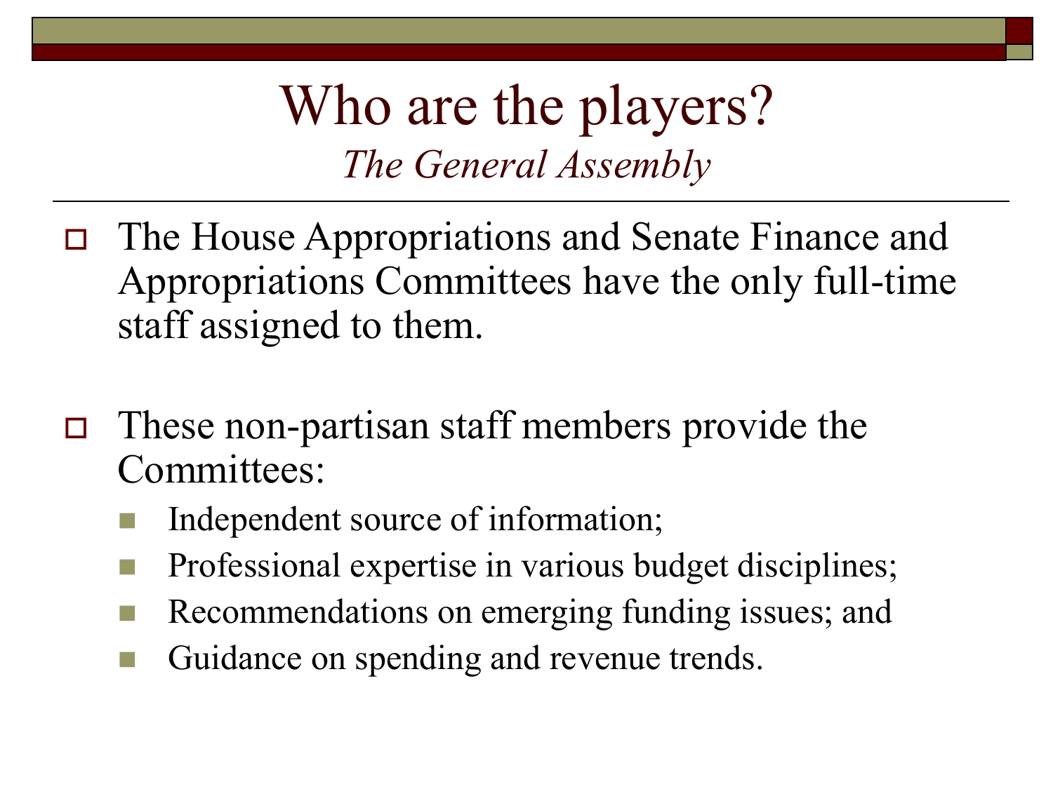# Who are the players?

## *The General Assembly*

- The House Appropriations and Senate Finance and Appropriations Committees have the only full-time staff assigned to them.

- These non-partisan staff members provide the Committees:
  - Independent source of information;
  - Professional expertise in various budget disciplines;
  - Recommendations on emerging funding issues; and
  - Guidance on spending and revenue trends.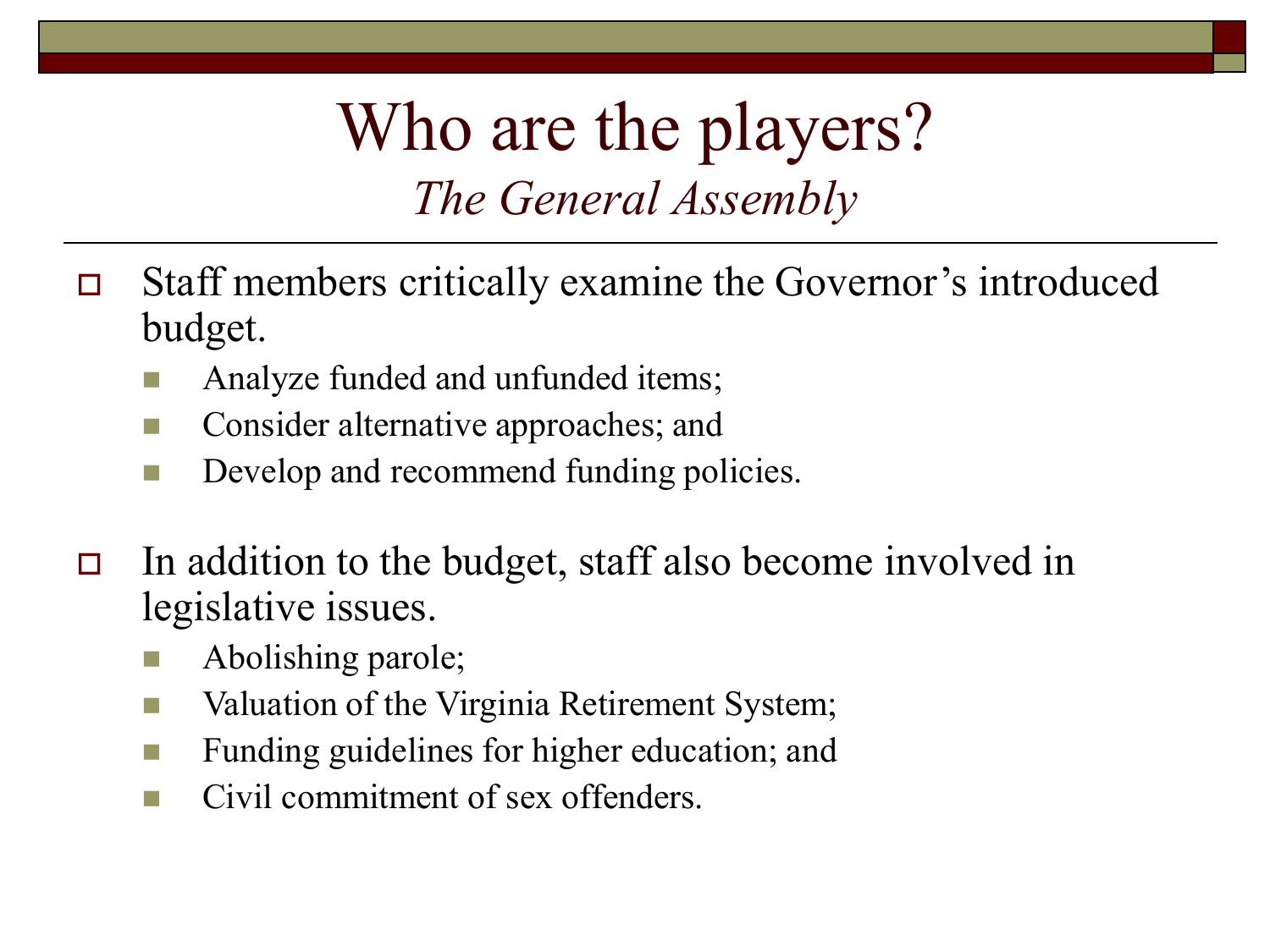# Who are the players?

## *The General Assembly*

- Staff members critically examine the Governor's introduced budget.
  - Analyze funded and unfunded items;
  - Consider alternative approaches; and
  - Develop and recommend funding policies.

- In addition to the budget, staff also become involved in legislative issues.
  - Abolishing parole;
  - Valuation of the Virginia Retirement System;
  - Funding guidelines for higher education; and
  - Civil commitment of sex offenders.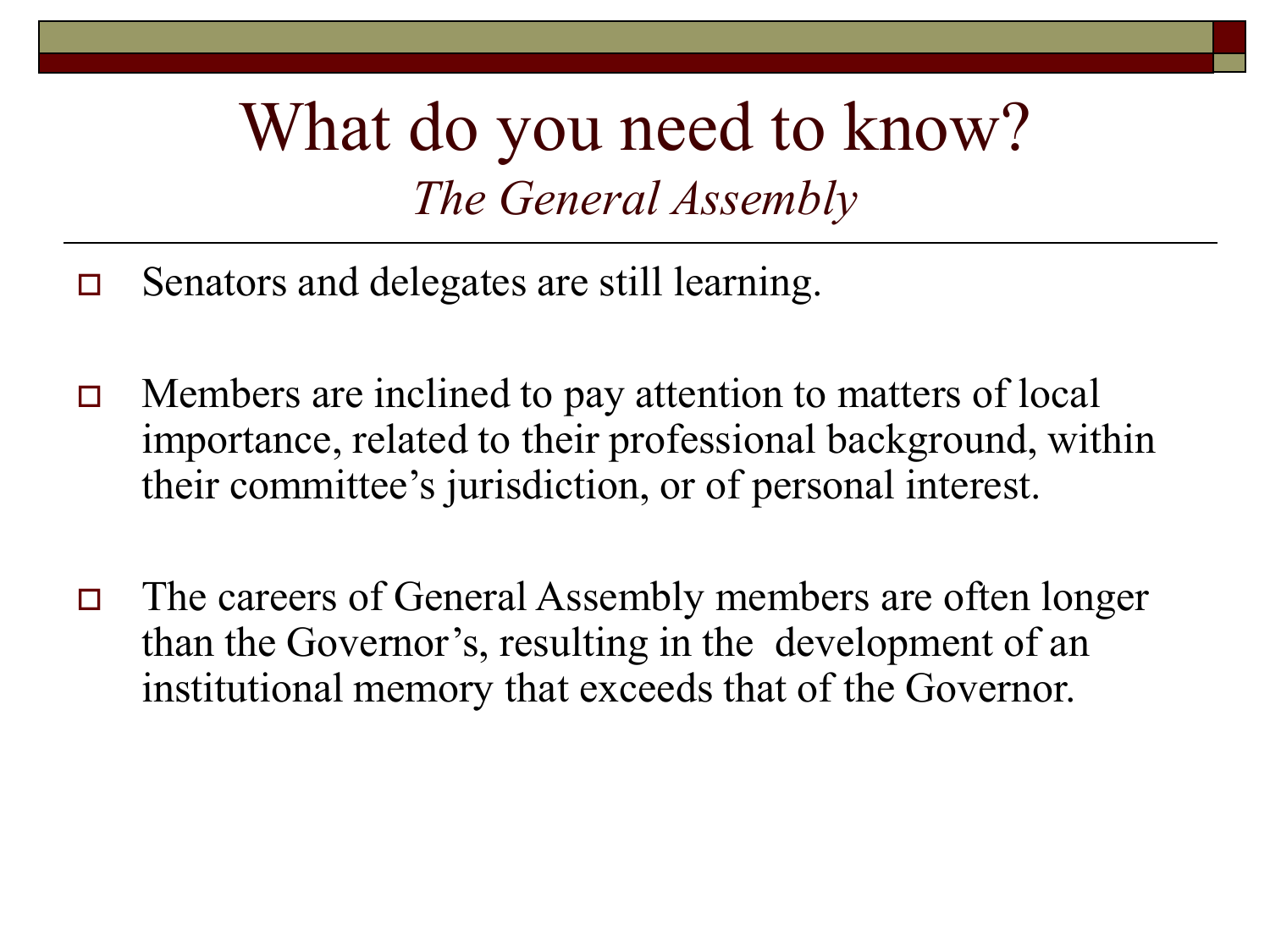# What do you need to know?

*The General Assembly*

- Senators and delegates are still learning.
- Members are inclined to pay attention to matters of local importance, related to their professional background, within their committee's jurisdiction, or of personal interest.
- The careers of General Assembly members are often longer than the Governor's, resulting in the development of an institutional memory that exceeds that of the Governor.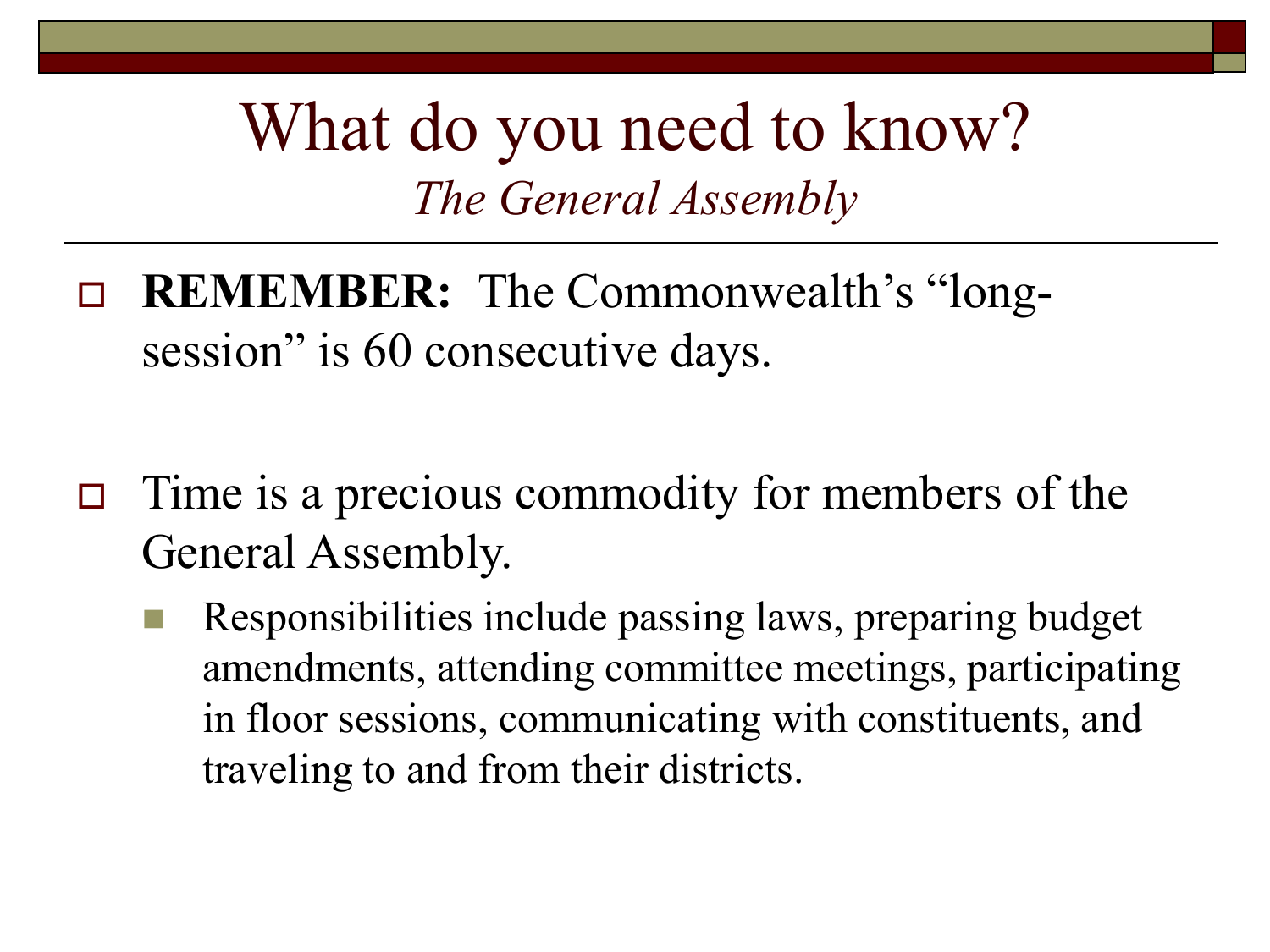# What do you need to know?

## *The General Assembly*

- **REMEMBER:** The Commonwealth's "long-session" is 60 consecutive days.

- Time is a precious commodity for members of the General Assembly.
  - Responsibilities include passing laws, preparing budget amendments, attending committee meetings, participating in floor sessions, communicating with constituents, and traveling to and from their districts.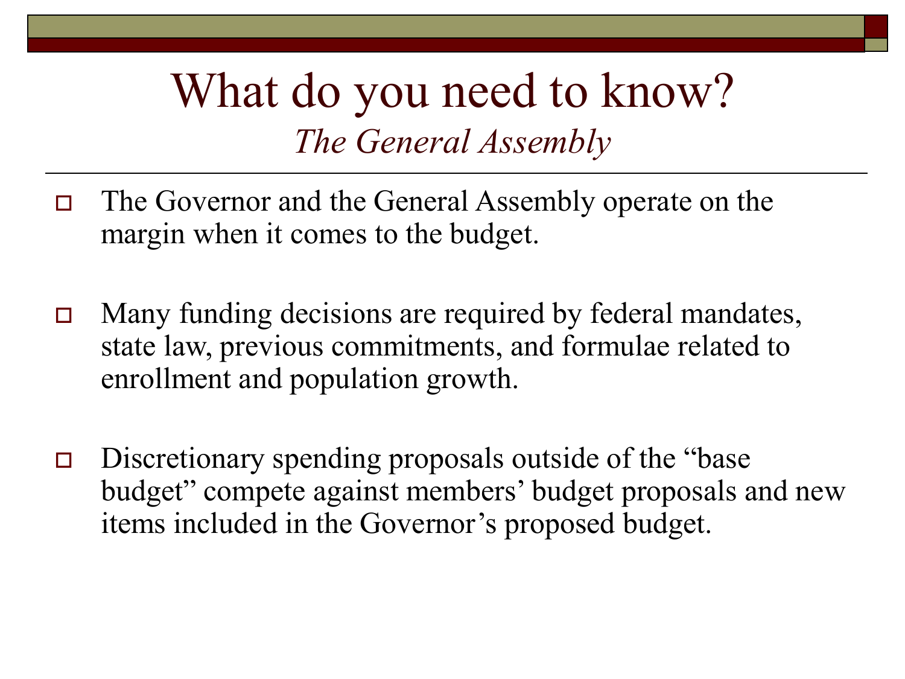# What do you need to know?

## *The General Assembly*

- The Governor and the General Assembly operate on the margin when it comes to the budget.
- Many funding decisions are required by federal mandates, state law, previous commitments, and formulae related to enrollment and population growth.
- Discretionary spending proposals outside of the "base budget" compete against members' budget proposals and new items included in the Governor's proposed budget.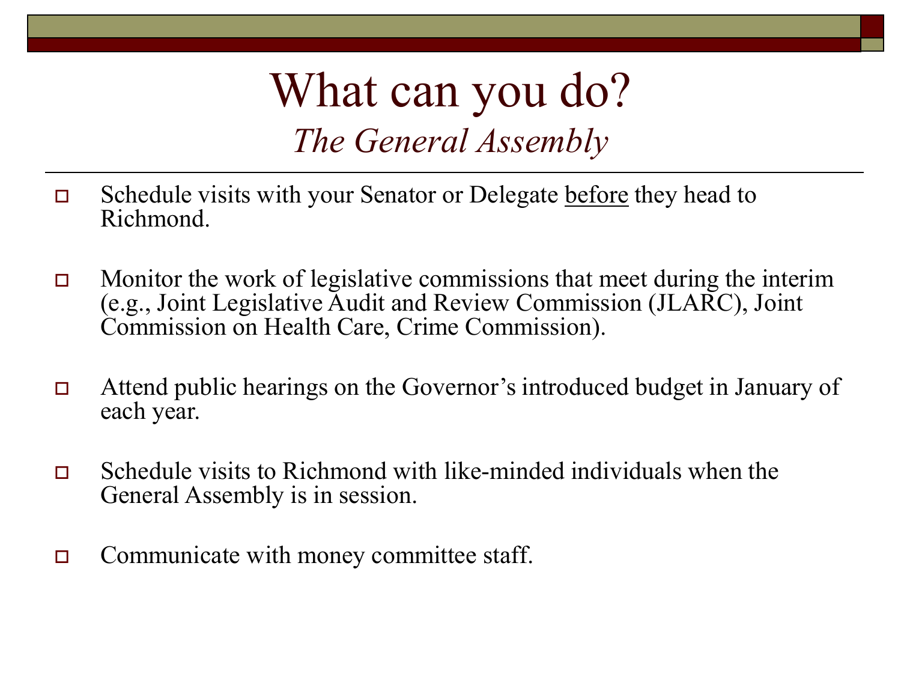# What can you do?

## *The General Assembly*

- Schedule visits with your Senator or Delegate <u>before</u> they head to Richmond.
- Monitor the work of legislative commissions that meet during the interim (e.g., Joint Legislative Audit and Review Commission (JLARC), Joint Commission on Health Care, Crime Commission).
- Attend public hearings on the Governor's introduced budget in January of each year.
- Schedule visits to Richmond with like-minded individuals when the General Assembly is in session.
- Communicate with money committee staff.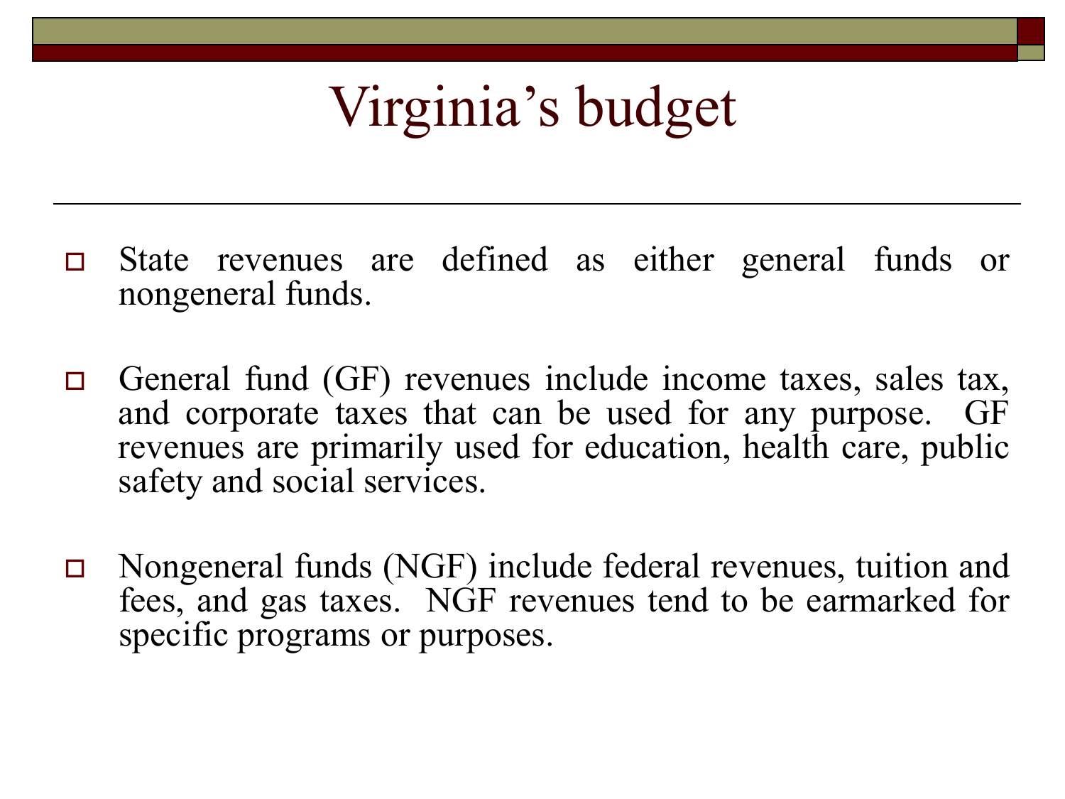# Virginia's budget

- State revenues are defined as either general funds or nongeneral funds.
- General fund (GF) revenues include income taxes, sales tax, and corporate taxes that can be used for any purpose. GF revenues are primarily used for education, health care, public safety and social services.
- Nongeneral funds (NGF) include federal revenues, tuition and fees, and gas taxes. NGF revenues tend to be earmarked for specific programs or purposes.